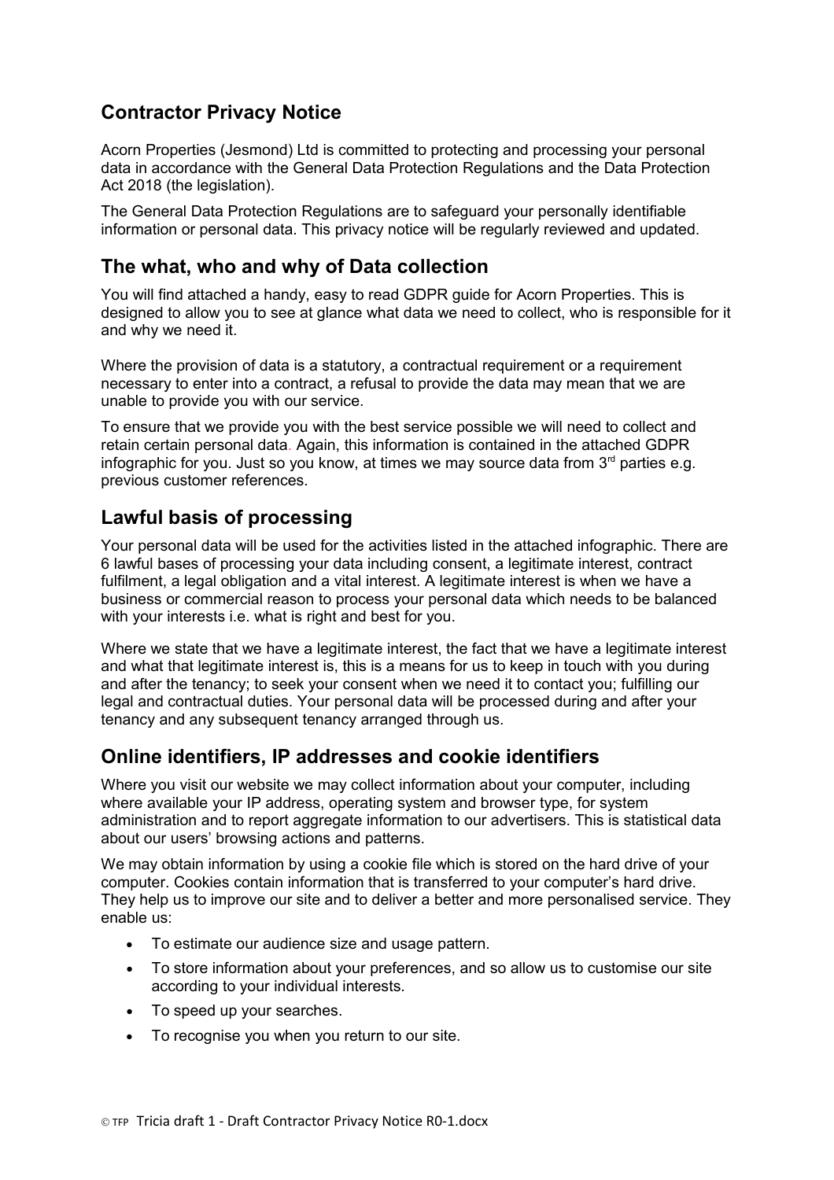## Contractor Privacy Notice

Acorn Properties (Jesmond) Ltd is committed to protecting and processing your personal data in accordance with the General Data Protection Regulations and the Data Protection Act 2018 (the legislation).

The General Data Protection Regulations are to safeguard your personally identifiable information or personal data. This privacy notice will be regularly reviewed and updated.

## The what, who and why of Data collection

You will find attached a handy, easy to read GDPR guide for Acorn Properties. This is designed to allow you to see at glance what data we need to collect, who is responsible for it and why we need it.

Where the provision of data is a statutory, a contractual requirement or a requirement necessary to enter into a contract, a refusal to provide the data may mean that we are unable to provide you with our service.

To ensure that we provide you with the best service possible we will need to collect and retain certain personal data. Again, this information is contained in the attached GDPR infographic for you. Just so you know, at times we may source data from 3rd parties e.g. previous customer references.

## Lawful basis of processing

Your personal data will be used for the activities listed in the attached infographic. There are 6 lawful bases of processing your data including consent, a legitimate interest, contract fulfilment, a legal obligation and a vital interest. A legitimate interest is when we have a business or commercial reason to process your personal data which needs to be balanced with your interests i.e. what is right and best for you.

Where we state that we have a legitimate interest, the fact that we have a legitimate interest and what that legitimate interest is, this is a means for us to keep in touch with you during and after the tenancy; to seek your consent when we need it to contact you; fulfilling our legal and contractual duties. Your personal data will be processed during and after your tenancy and any subsequent tenancy arranged through us.

## Online identifiers, IP addresses and cookie identifiers

Where you visit our website we may collect information about your computer, including where available your IP address, operating system and browser type, for system administration and to report aggregate information to our advertisers. This is statistical data about our users' browsing actions and patterns.

We may obtain information by using a cookie file which is stored on the hard drive of your computer. Cookies contain information that is transferred to your computer's hard drive. They help us to improve our site and to deliver a better and more personalised service. They enable us:

- To estimate our audience size and usage pattern.
- To store information about your preferences, and so allow us to customise our site according to your individual interests.
- To speed up your searches.
- To recognise you when you return to our site.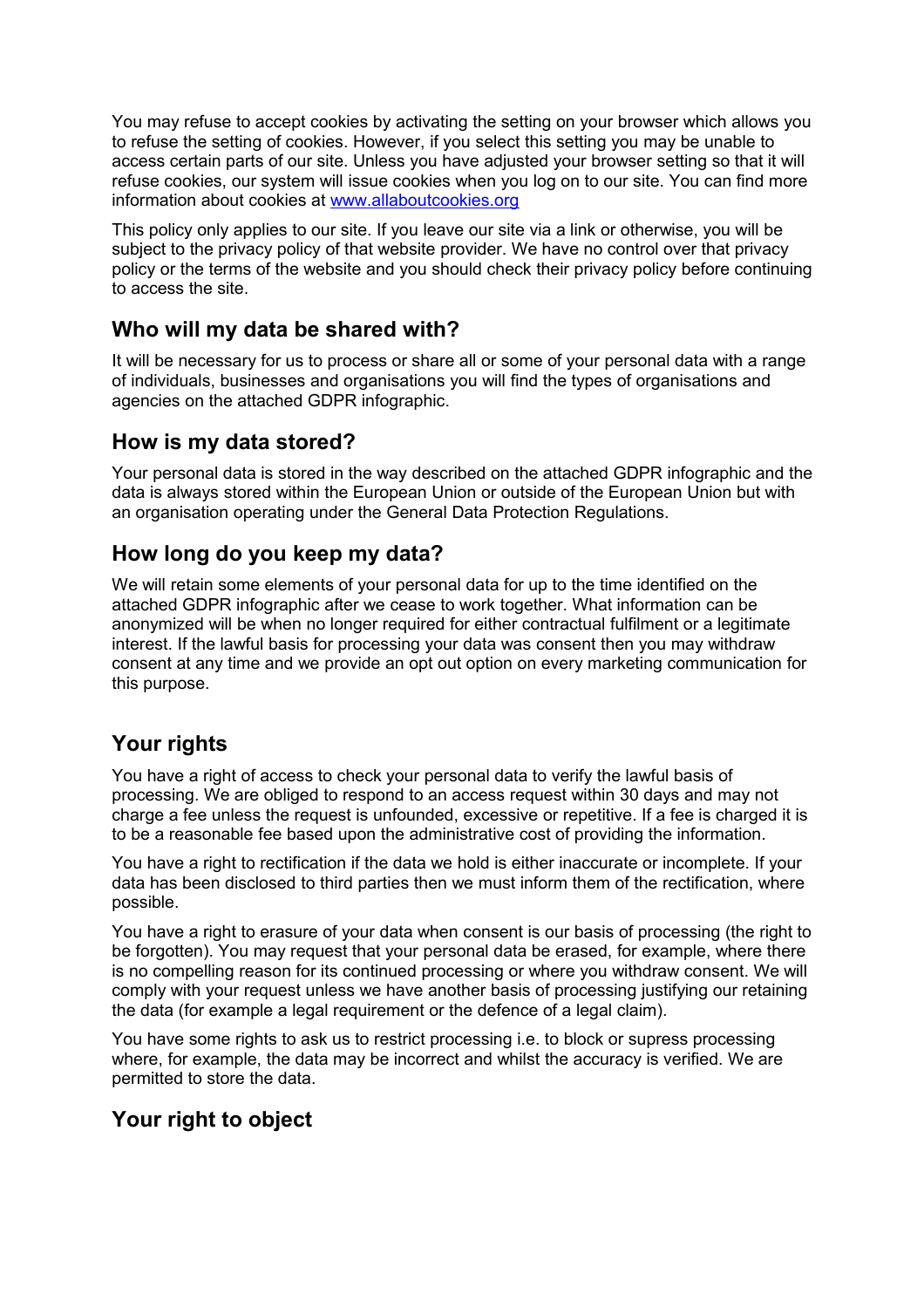You may refuse to accept cookies by activating the setting on your browser which allows you to refuse the setting of cookies. However, if you select this setting you may be unable to access certain parts of our site. Unless you have adjusted your browser setting so that it will refuse cookies, our system will issue cookies when you log on to our site. You can find more information about cookies at [www.allaboutcookies.org](http://www.allaboutcookies.org)

This policy only applies to our site. If you leave our site via a link or otherwise, you will be subject to the privacy policy of that website provider. We have no control over that privacy policy or the terms of the website and you should check their privacy policy before continuing to access the site.

## Who will my data be shared with?

It will be necessary for us to process or share all or some of your personal data with a range of individuals, businesses and organisations you will find the types of organisations and agencies on the attached GDPR infographic.

## How is my data stored?

Your personal data is stored in the way described on the attached GDPR infographic and the data is always stored within the European Union or outside of the European Union but with an organisation operating under the General Data Protection Regulations.

## How long do you keep my data?

We will retain some elements of your personal data for up to the time identified on the attached GDPR infographic after we cease to work together. What information can be anonymized will be when no longer required for either contractual fulfilment or a legitimate interest. If the lawful basis for processing your data was consent then you may withdraw consent at any time and we provide an opt out option on every marketing communication for this purpose.

## Your rights

You have a right of access to check your personal data to verify the lawful basis of processing. We are obliged to respond to an access request within 30 days and may not charge a fee unless the request is unfounded, excessive or repetitive. If a fee is charged it is to be a reasonable fee based upon the administrative cost of providing the information.

You have a right to rectification if the data we hold is either inaccurate or incomplete. If your data has been disclosed to third parties then we must inform them of the rectification, where possible.

You have a right to erasure of your data when consent is our basis of processing (the right to be forgotten). You may request that your personal data be erased, for example, where there is no compelling reason for its continued processing or where you withdraw consent. We will comply with your request unless we have another basis of processing justifying our retaining the data (for example a legal requirement or the defence of a legal claim).

You have some rights to ask us to restrict processing i.e. to block or supress processing where, for example, the data may be incorrect and whilst the accuracy is verified. We are permitted to store the data.

## Your right to object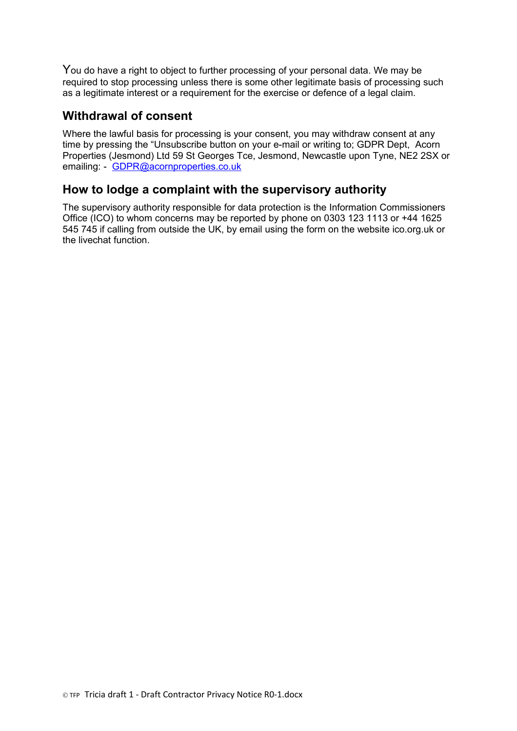You do have a right to object to further processing of your personal data. We may be required to stop processing unless there is some other legitimate basis of processing such as a legitimate interest or a requirement for the exercise or defence of a legal claim.

## Withdrawal of consent

Where the lawful basis for processing is your consent, you may withdraw consent at any time by pressing the "Unsubscribe button on your e-mail or writing to; GDPR Dept, Acorn Properties (Jesmond) Ltd 59 St Georges Tce, Jesmond, Newcastle upon Tyne, NE2 2SX or emailing: - GDPR@acornproperties.co.uk

## How to lodge a complaint with the supervisory authority

The supervisory authority responsible for data protection is the Information Commissioners Office (ICO) to whom concerns may be reported by phone on 0303 123 1113 or +44 1625 545 745 if calling from outside the UK, by email using the form on the website ico.org.uk or the livechat function.